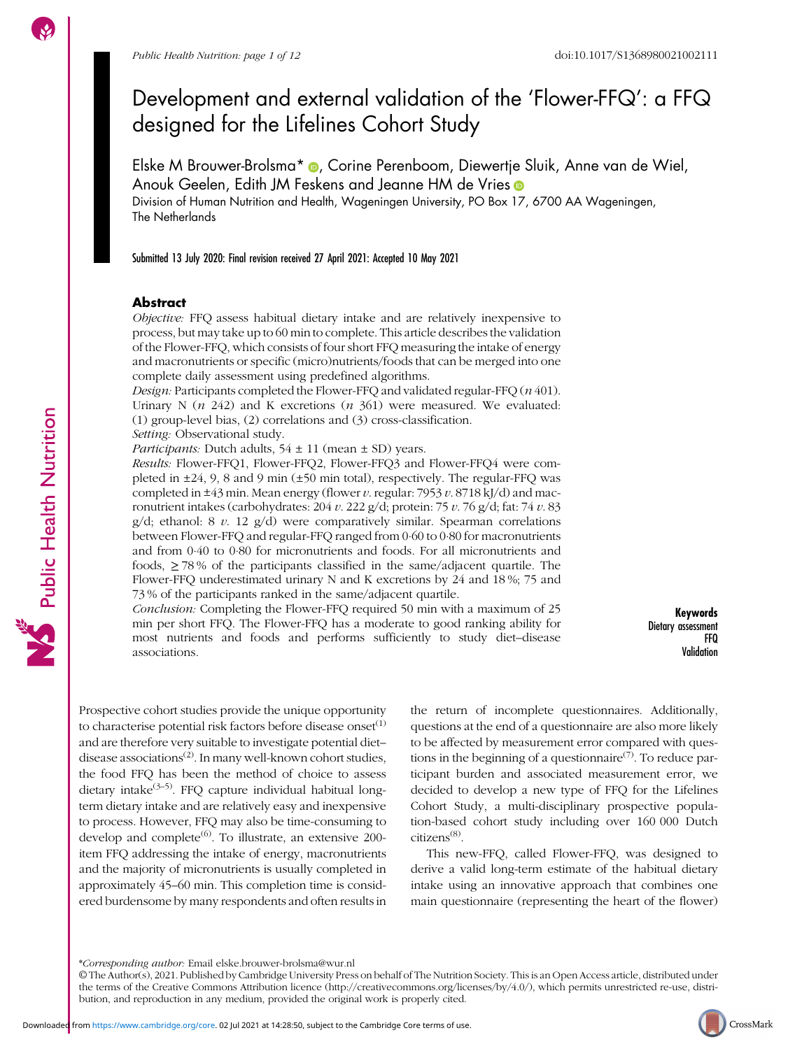# Development and external validation of the 'Flower-FFQ': a FFQ designed for the Lifelines Cohort Study

Elske M Brouwer-Brolsma*, Corine Perenboom, Diewertje Sluik, Anne van de Wiel, Anouk Geelen, Edith JM Feskens and Jeanne HM de Vries

Division of Human Nutrition and Health, Wageningen University, PO Box 17, 6700 AA Wageningen, The Netherlands

Submitted 13 July 2020: Final revision received 27 April 2021: Accepted 10 May 2021

## Abstract

*Objective:* FFQ assess habitual dietary intake and are relatively inexpensive to process, but may take up to 60 min to complete. This article describes the validation of the Flower-FFQ, which consists of four short FFQ measuring the intake of energy and macronutrients or specific (micro)nutrients/foods that can be merged into one complete daily assessment using predefined algorithms.

*Design:* Participants completed the Flower-FFQ and validated regular-FFQ (*n* 401). Urinary N (*n* 242) and K excretions (*n* 361) were measured. We evaluated: (1) group-level bias, (2) correlations and (3) cross-classification.

*Setting:* Observational study.

*Participants:* Dutch adults, 54 ± 11 (mean ± SD) years.

*Results:* Flower-FFQ1, Flower-FFQ2, Flower-FFQ3 and Flower-FFQ4 were completed in ±24, 9, 8 and 9 min (±50 min total), respectively. The regular-FFQ was completed in ±43 min. Mean energy (flower *v.* regular: 7953 *v.* 8718 kJ/d) and macronutrient intakes (carbohydrates: 204 *v.* 222 g/d; protein: 75 *v.* 76 g/d; fat: 74 *v.* 83 g/d; ethanol: 8 *v.* 12 g/d) were comparatively similar. Spearman correlations between Flower-FFQ and regular-FFQ ranged from 0·60 to 0·80 for macronutrients and from 0·40 to 0·80 for micronutrients and foods. For all micronutrients and foods, ≥ 78 % of the participants classified in the same/adjacent quartile. The Flower-FFQ underestimated urinary N and K excretions by 24 and 18 %; 75 and 73 % of the participants ranked in the same/adjacent quartile.

*Conclusion:* Completing the Flower-FFQ required 50 min with a maximum of 25 min per short FFQ. The Flower-FFQ has a moderate to good ranking ability for most nutrients and foods and performs sufficiently to study diet–disease associations.

**Keywords**
Dietary assessment
FFQ
Validation

Prospective cohort studies provide the unique opportunity to characterise potential risk factors before disease onset[1] and are therefore very suitable to investigate potential diet–disease associations[2]. In many well-known cohort studies, the food FFQ has been the method of choice to assess dietary intake[3–5]. FFQ capture individual habitual long-term dietary intake and are relatively easy and inexpensive to process. However, FFQ may also be time-consuming to develop and complete[6]. To illustrate, an extensive 200-item FFQ addressing the intake of energy, macronutrients and the majority of micronutrients is usually completed in approximately 45–60 min. This completion time is considered burdensome by many respondents and often results in the return of incomplete questionnaires. Additionally, questions at the end of a questionnaire are also more likely to be affected by measurement error compared with questions in the beginning of a questionnaire[7]. To reduce participant burden and associated measurement error, we decided to develop a new type of FFQ for the Lifelines Cohort Study, a multi-disciplinary prospective population-based cohort study including over 160 000 Dutch citizens[8].

This new-FFQ, called Flower-FFQ, was designed to derive a valid long-term estimate of the habitual dietary intake using an innovative approach that combines one main questionnaire (representing the heart of the flower)

*Corresponding author: Email elske.brouwer-brolsma@wur.nl

© The Author(s), 2021. Published by Cambridge University Press on behalf of The Nutrition Society. This is an Open Access article, distributed under the terms of the Creative Commons Attribution licence (http://creativecommons.org/licenses/by/4.0/), which permits unrestricted re-use, distribution, and reproduction in any medium, provided the original work is properly cited.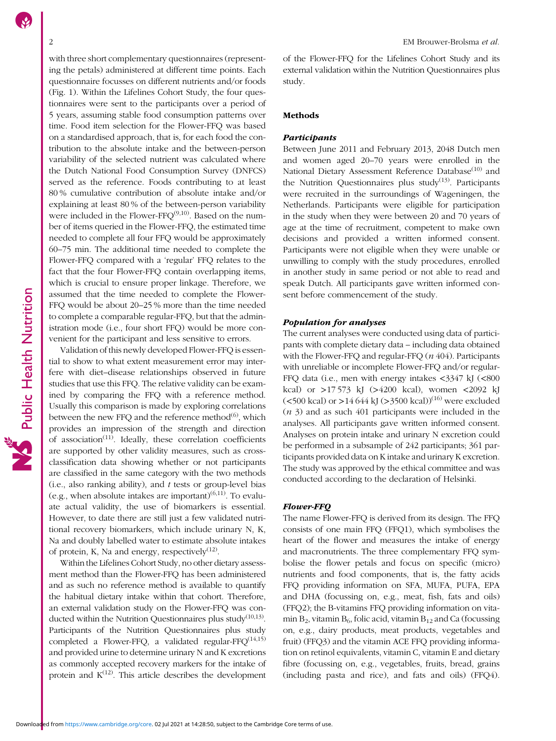with three short complementary questionnaires (representing the petals) administered at different time points. Each questionnaire focusses on different nutrients and/or foods (Fig. 1). Within the Lifelines Cohort Study, the four questionnaires were sent to the participants over a period of 5 years, assuming stable food consumption patterns over time. Food item selection for the Flower-FFQ was based on a standardised approach, that is, for each food the contribution to the absolute intake and the between-person variability of the selected nutrient was calculated where the Dutch National Food Consumption Survey (DNFCS) served as the reference. Foods contributing to at least 80 % cumulative contribution of absolute intake and/or explaining at least 80 % of the between-person variability were included in the Flower-FFQ[9,10]. Based on the number of items queried in the Flower-FFQ, the estimated time needed to complete all four FFQ would be approximately 60–75 min. The additional time needed to complete the Flower-FFQ compared with a 'regular' FFQ relates to the fact that the four Flower-FFQ contain overlapping items, which is crucial to ensure proper linkage. Therefore, we assumed that the time needed to complete the Flower-FFQ would be about 20–25 % more than the time needed to complete a comparable regular-FFQ, but that the administration mode (i.e., four short FFQ) would be more convenient for the participant and less sensitive to errors.

Validation of this newly developed Flower-FFQ is essential to show to what extent measurement error may interfere with diet–disease relationships observed in future studies that use this FFQ. The relative validity can be examined by comparing the FFQ with a reference method. Usually this comparison is made by exploring correlations between the new FFQ and the reference method[6], which provides an impression of the strength and direction of association[11]. Ideally, these correlation coefficients are supported by other validity measures, such as cross-classification data showing whether or not participants are classified in the same category with the two methods (i.e., also ranking ability), and *t* tests or group-level bias (e.g., when absolute intakes are important)[6,11]. To evaluate actual validity, the use of biomarkers is essential. However, to date there are still just a few validated nutritional recovery biomarkers, which include urinary N, K, Na and doubly labelled water to estimate absolute intakes of protein, K, Na and energy, respectively[12].

Within the Lifelines Cohort Study, no other dietary assessment method than the Flower-FFQ has been administered and as such no reference method is available to quantify the habitual dietary intake within that cohort. Therefore, an external validation study on the Flower-FFQ was conducted within the Nutrition Questionnaires plus study[10,13]. Participants of the Nutrition Questionnaires plus study completed a Flower-FFQ, a validated regular-FFQ[14,15] and provided urine to determine urinary N and K excretions as commonly accepted recovery markers for the intake of protein and K[12]. This article describes the development of the Flower-FFQ for the Lifelines Cohort Study and its external validation within the Nutrition Questionnaires plus study.

## Methods

### *Participants*

Between June 2011 and February 2013, 2048 Dutch men and women aged 20–70 years were enrolled in the National Dietary Assessment Reference Database[10] and the Nutrition Questionnaires plus study[13]. Participants were recruited in the surroundings of Wageningen, the Netherlands. Participants were eligible for participation in the study when they were between 20 and 70 years of age at the time of recruitment, competent to make own decisions and provided a written informed consent. Participants were not eligible when they were unable or unwilling to comply with the study procedures, enrolled in another study in same period or not able to read and speak Dutch. All participants gave written informed consent before commencement of the study.

### *Population for analyses*

The current analyses were conducted using data of participants with complete dietary data – including data obtained with the Flower-FFQ and regular-FFQ (*n* 404). Participants with unreliable or incomplete Flower-FFQ and/or regular-FFQ data (i.e., men with energy intakes <3347 kJ (<800 kcal) or >17 573 kJ (>4200 kcal), women <2092 kJ (<500 kcal) or >14 644 kJ (>3500 kcal))[16] were excluded (*n* 3) and as such 401 participants were included in the analyses. All participants gave written informed consent. Analyses on protein intake and urinary N excretion could be performed in a subsample of 242 participants; 361 participants provided data on K intake and urinary K excretion. The study was approved by the ethical committee and was conducted according to the declaration of Helsinki.

### *Flower-FFQ*

The name Flower-FFQ is derived from its design. The FFQ consists of one main FFQ (FFQ1), which symbolises the heart of the flower and measures the intake of energy and macronutrients. The three complementary FFQ symbolise the flower petals and focus on specific (micro) nutrients and food components, that is, the fatty acids FFQ providing information on SFA, MUFA, PUFA, EPA and DHA (focussing on, e.g., meat, fish, fats and oils) (FFQ2); the B-vitamins FFQ providing information on vitamin $B_2$, vitamin $B_6$, folic acid, vitamin $B_{12}$ and Ca (focussing on, e.g., dairy products, meat products, vegetables and fruit) (FFQ3) and the vitamin ACE FFQ providing information on retinol equivalents, vitamin C, vitamin E and dietary fibre (focussing on, e.g., vegetables, fruits, bread, grains (including pasta and rice), and fats and oils) (FFQ4).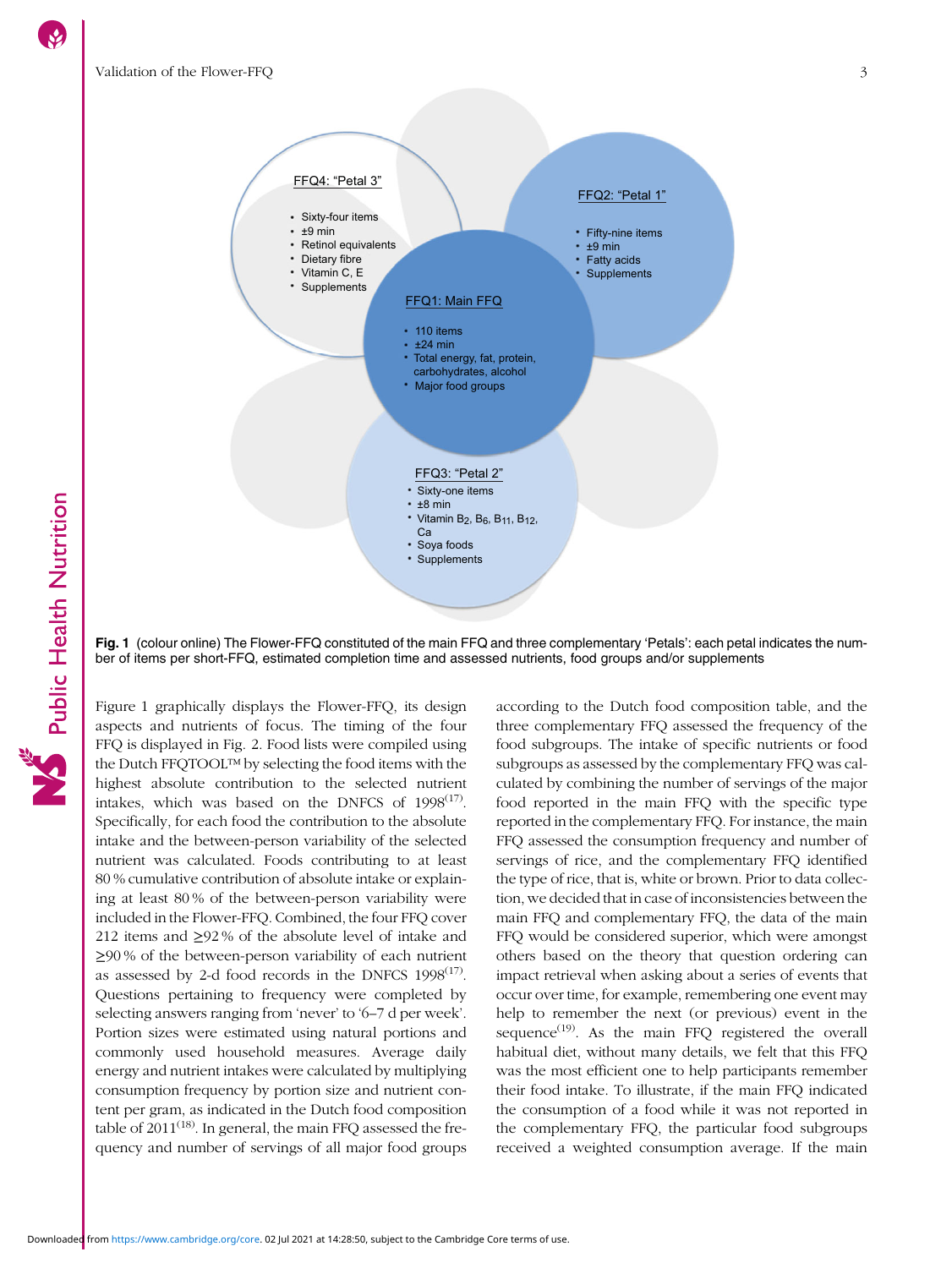**FFQ4: "Petal 3"**

- Sixty-four items
- ±9 min
- Retinol equivalents
- Dietary fibre
- Vitamin C, E
- Supplements

**FFQ2: "Petal 1"**

- Fifty-nine items
- ±9 min
- Fatty acids
- Supplements

**FFQ1: Main FFQ**

- 110 items
- ±24 min
- Total energy, fat, protein, carbohydrates, alcohol
- Major food groups

**FFQ3: "Petal 2"**

- Sixty-one items
- ±8 min
- Vitamin $B_2$, $B_6$, $B_{11}$, $B_{12}$, Ca
- Soya foods
- Supplements

**Fig. 1** (colour online) The Flower-FFQ constituted of the main FFQ and three complementary 'Petals': each petal indicates the number of items per short-FFQ, estimated completion time and assessed nutrients, food groups and/or supplements

Figure 1 graphically displays the Flower-FFQ, its design aspects and nutrients of focus. The timing of the four FFQ is displayed in Fig. 2. Food lists were compiled using the Dutch FFQTOOL™ by selecting the food items with the highest absolute contribution to the selected nutrient intakes, which was based on the DNFCS of 1998[17]. Specifically, for each food the contribution to the absolute intake and the between-person variability of the selected nutrient was calculated. Foods contributing to at least 80 % cumulative contribution of absolute intake or explaining at least 80 % of the between-person variability were included in the Flower-FFQ. Combined, the four FFQ cover 212 items and ≥92 % of the absolute level of intake and ≥90 % of the between-person variability of each nutrient as assessed by 2-d food records in the DNFCS 1998[17]. Questions pertaining to frequency were completed by selecting answers ranging from 'never' to '6–7 d per week'. Portion sizes were estimated using natural portions and commonly used household measures. Average daily energy and nutrient intakes were calculated by multiplying consumption frequency by portion size and nutrient content per gram, as indicated in the Dutch food composition table of 2011[18]. In general, the main FFQ assessed the frequency and number of servings of all major food groups according to the Dutch food composition table, and the three complementary FFQ assessed the frequency of the food subgroups. The intake of specific nutrients or food subgroups as assessed by the complementary FFQ was calculated by combining the number of servings of the major food reported in the main FFQ with the specific type reported in the complementary FFQ. For instance, the main FFQ assessed the consumption frequency and number of servings of rice, and the complementary FFQ identified the type of rice, that is, white or brown. Prior to data collection, we decided that in case of inconsistencies between the main FFQ and complementary FFQ, the data of the main FFQ would be considered superior, which were amongst others based on the theory that question ordering can impact retrieval when asking about a series of events that occur over time, for example, remembering one event may help to remember the next (or previous) event in the sequence[19]. As the main FFQ registered the overall habitual diet, without many details, we felt that this FFQ was the most efficient one to help participants remember their food intake. To illustrate, if the main FFQ indicated the consumption of a food while it was not reported in the complementary FFQ, the particular food subgroups received a weighted consumption average. If the main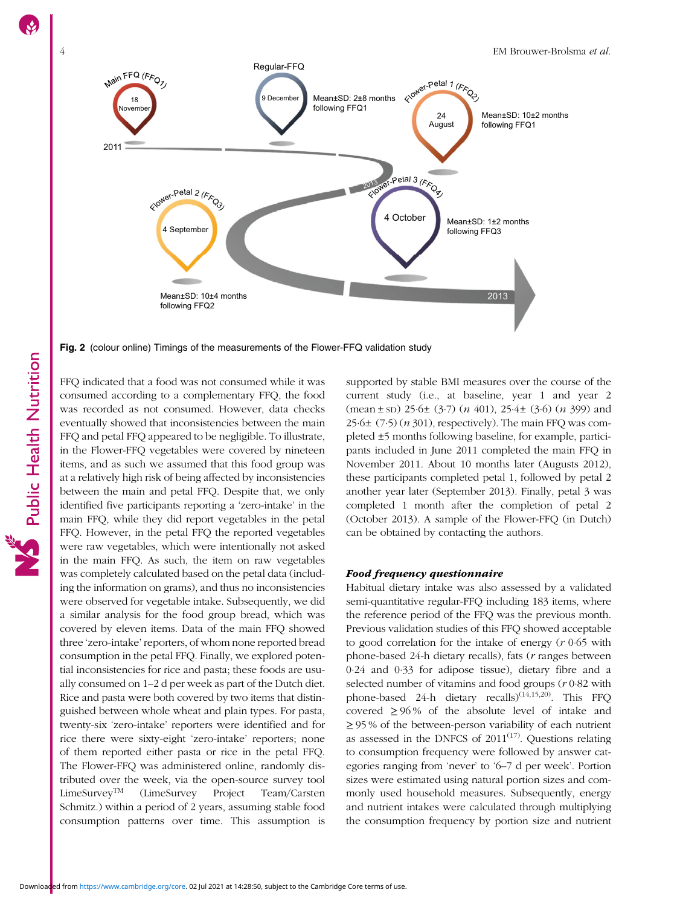Fig. 2 (colour online) Timings of the measurements of the Flower-FFQ validation study

FFQ indicated that a food was not consumed while it was consumed according to a complementary FFQ, the food was recorded as not consumed. However, data checks eventually showed that inconsistencies between the main FFQ and petal FFQ appeared to be negligible. To illustrate, in the Flower-FFQ vegetables were covered by nineteen items, and as such we assumed that this food group was at a relatively high risk of being affected by inconsistencies between the main and petal FFQ. Despite that, we only identified five participants reporting a 'zero-intake' in the main FFQ, while they did report vegetables in the petal FFQ. However, in the petal FFQ the reported vegetables were raw vegetables, which were intentionally not asked in the main FFQ. As such, the item on raw vegetables was completely calculated based on the petal data (including the information on grams), and thus no inconsistencies were observed for vegetable intake. Subsequently, we did a similar analysis for the food group bread, which was covered by eleven items. Data of the main FFQ showed three 'zero-intake' reporters, of whom none reported bread consumption in the petal FFQ. Finally, we explored potential inconsistencies for rice and pasta; these foods are usually consumed on 1–2 d per week as part of the Dutch diet. Rice and pasta were both covered by two items that distinguished between whole wheat and plain types. For pasta, twenty-six 'zero-intake' reporters were identified and for rice there were sixty-eight 'zero-intake' reporters; none of them reported either pasta or rice in the petal FFQ. The Flower-FFQ was administered online, randomly distributed over the week, via the open-source survey tool LimeSurvey™ (LimeSurvey Project Team/Carsten Schmitz.) within a period of 2 years, assuming stable food consumption patterns over time. This assumption is supported by stable BMI measures over the course of the current study (i.e., at baseline, year 1 and year 2 (mean ± SD) 25·6± (3·7) (*n* 401), 25·4± (3·6) (*n* 399) and 25·6± (7·5) (*n* 301), respectively). The main FFQ was completed ±5 months following baseline, for example, participants included in June 2011 completed the main FFQ in November 2011. About 10 months later (Augusts 2012), these participants completed petal 1, followed by petal 2 another year later (September 2013). Finally, petal 3 was completed 1 month after the completion of petal 2 (October 2013). A sample of the Flower-FFQ (in Dutch) can be obtained by contacting the authors.

### *Food frequency questionnaire*

Habitual dietary intake was also assessed by a validated semi-quantitative regular-FFQ including 183 items, where the reference period of the FFQ was the previous month. Previous validation studies of this FFQ showed acceptable to good correlation for the intake of energy (*r* 0·65 with phone-based 24-h dietary recalls), fats (*r* ranges between 0·24 and 0·33 for adipose tissue), dietary fibre and a selected number of vitamins and food groups (*r* 0·82 with phone-based 24-h dietary recalls)[14,15,20]. This FFQ covered ≥96 % of the absolute level of intake and ≥95 % of the between-person variability of each nutrient as assessed in the DNFCS of 2011[17]. Questions relating to consumption frequency were followed by answer categories ranging from 'never' to '6–7 d per week'. Portion sizes were estimated using natural portion sizes and commonly used household measures. Subsequently, energy and nutrient intakes were calculated through multiplying the consumption frequency by portion size and nutrient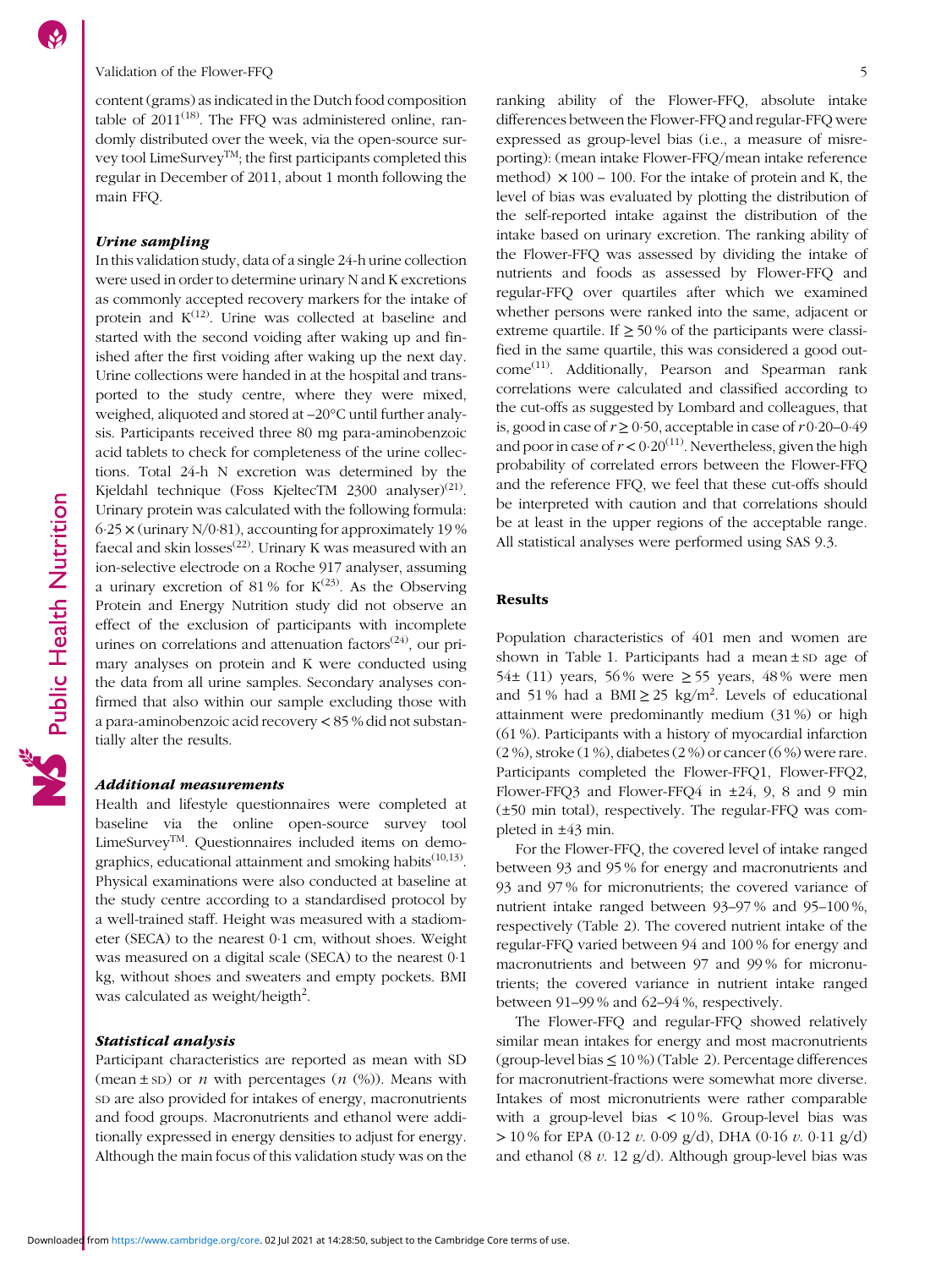content (grams) as indicated in the Dutch food composition table of 2011[18]. The FFQ was administered online, randomly distributed over the week, via the open-source survey tool LimeSurvey™; the first participants completed this regular in December of 2011, about 1 month following the main FFQ.

### *Urine sampling*

In this validation study, data of a single 24-h urine collection were used in order to determine urinary N and K excretions as commonly accepted recovery markers for the intake of protein and K[12]. Urine was collected at baseline and started with the second voiding after waking up and finished after the first voiding after waking up the next day. Urine collections were handed in at the hospital and transported to the study centre, where they were mixed, weighed, aliquoted and stored at –20°C until further analysis. Participants received three 80 mg para-aminobenzoic acid tablets to check for completeness of the urine collections. Total 24-h N excretion was determined by the Kjeldahl technique (Foss KjeltecTM 2300 analyser)[21]. Urinary protein was calculated with the following formula: $6{\cdot}25 \times$ (urinary N/0·81), accounting for approximately 19 % faecal and skin losses[22]. Urinary K was measured with an ion-selective electrode on a Roche 917 analyser, assuming a urinary excretion of 81 % for K[23]. As the Observing Protein and Energy Nutrition study did not observe an effect of the exclusion of participants with incomplete urines on correlations and attenuation factors[24], our primary analyses on protein and K were conducted using the data from all urine samples. Secondary analyses confirmed that also within our sample excluding those with a para-aminobenzoic acid recovery < 85 % did not substantially alter the results.

### *Additional measurements*

Health and lifestyle questionnaires were completed at baseline via the online open-source survey tool LimeSurvey™. Questionnaires included items on demographics, educational attainment and smoking habits[10,13]. Physical examinations were also conducted at baseline at the study centre according to a standardised protocol by a well-trained staff. Height was measured with a stadiometer (SECA) to the nearest 0·1 cm, without shoes. Weight was measured on a digital scale (SECA) to the nearest 0·1 kg, without shoes and sweaters and empty pockets. BMI was calculated as weight/heigth$^2$.

### *Statistical analysis*

Participant characteristics are reported as mean with SD (mean ± SD) or *n* with percentages (*n* (%)). Means with SD are also provided for intakes of energy, macronutrients and food groups. Macronutrients and ethanol were additionally expressed in energy densities to adjust for energy. Although the main focus of this validation study was on the ranking ability of the Flower-FFQ, absolute intake differences between the Flower-FFQ and regular-FFQ were expressed as group-level bias (i.e., a measure of misreporting): (mean intake Flower-FFQ/mean intake reference method) $\times 100 - 100$. For the intake of protein and K, the level of bias was evaluated by plotting the distribution of the self-reported intake against the distribution of the intake based on urinary excretion. The ranking ability of the Flower-FFQ was assessed by dividing the intake of nutrients and foods as assessed by Flower-FFQ and regular-FFQ over quartiles after which we examined whether persons were ranked into the same, adjacent or extreme quartile. If ≥ 50 % of the participants were classified in the same quartile, this was considered a good outcome[11]. Additionally, Pearson and Spearman rank correlations were calculated and classified according to the cut-offs as suggested by Lombard and colleagues, that is, good in case of $r \geq 0{\cdot}50$, acceptable in case of $r$ 0·20–0·49 and poor in case of $r < 0{\cdot}20$[11]. Nevertheless, given the high probability of correlated errors between the Flower-FFQ and the reference FFQ, we feel that these cut-offs should be interpreted with caution and that correlations should be at least in the upper regions of the acceptable range. All statistical analyses were performed using SAS 9.3.

## Results

Population characteristics of 401 men and women are shown in Table 1. Participants had a mean ± SD age of 54± (11) years, 56 % were ≥ 55 years, 48 % were men and 51 % had a BMI ≥ 25 kg/m$^2$. Levels of educational attainment were predominantly medium (31 %) or high (61 %). Participants with a history of myocardial infarction (2 %), stroke (1 %), diabetes (2 %) or cancer (6 %) were rare. Participants completed the Flower-FFQ1, Flower-FFQ2, Flower-FFQ3 and Flower-FFQ4 in ±24, 9, 8 and 9 min (±50 min total), respectively. The regular-FFQ was completed in ±43 min.

For the Flower-FFQ, the covered level of intake ranged between 93 and 95 % for energy and macronutrients and 93 and 97 % for micronutrients; the covered variance of nutrient intake ranged between 93–97 % and 95–100 %, respectively (Table 2). The covered nutrient intake of the regular-FFQ varied between 94 and 100 % for energy and macronutrients and between 97 and 99 % for micronutrients; the covered variance in nutrient intake ranged between 91–99 % and 62–94 %, respectively.

The Flower-FFQ and regular-FFQ showed relatively similar mean intakes for energy and most macronutrients (group-level bias ≤ 10 %) (Table 2). Percentage differences for macronutrient-fractions were somewhat more diverse. Intakes of most micronutrients were rather comparable with a group-level bias < 10 %. Group-level bias was > 10 % for EPA (0·12 *v.* 0·09 g/d), DHA (0·16 *v.* 0·11 g/d) and ethanol (8 *v.* 12 g/d). Although group-level bias was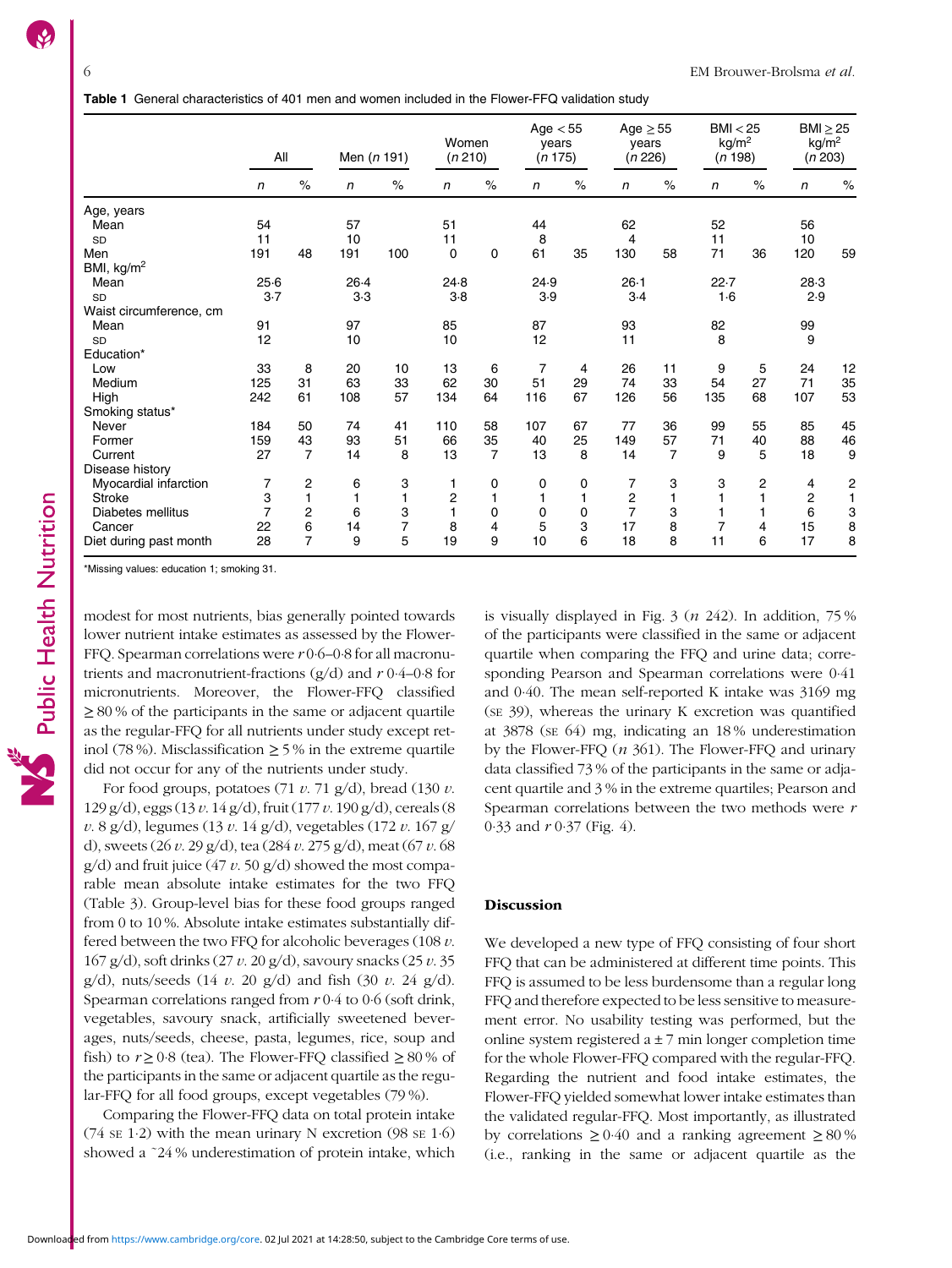**Table 1** General characteristics of 401 men and women included in the Flower-FFQ validation study

| | All | | Men (*n* 191) | | Women (*n* 210) | | Age < 55 years (*n* 175) | | Age ≥ 55 years (*n* 226) | | BMI < 25 kg/m$^2$ (*n* 198) | | BMI ≥ 25 kg/m$^2$ (*n* 203) | |
|---|---|---|---|---|---|---|---|---|---|---|---|---|---|---|
| | *n* | % | *n* | % | *n* | % | *n* | % | *n* | % | *n* | % | *n* | % |
| Age, years | | | | | | | | | | | | | | |
| Mean | 54 | | 57 | | 51 | | 44 | | 62 | | 52 | | 56 | |
| SD | 11 | | 10 | | 11 | | 8 | | 4 | | 11 | | 10 | |
| Men | 191 | 48 | 191 | 100 | 0 | 0 | 61 | 35 | 130 | 58 | 71 | 36 | 120 | 59 |
| BMI, kg/m$^2$ | | | | | | | | | | | | | | |
| Mean | 25·6 | | 26·4 | | 24·8 | | 24·9 | | 26·1 | | 22·7 | | 28·3 | |
| SD | 3·7 | | 3·3 | | 3·8 | | 3·9 | | 3·4 | | 1·6 | | 2·9 | |
| Waist circumference, cm | | | | | | | | | | | | | | |
| Mean | 91 | | 97 | | 85 | | 87 | | 93 | | 82 | | 99 | |
| SD | 12 | | 10 | | 10 | | 12 | | 11 | | 8 | | 9 | |
| Education* | | | | | | | | | | | | | | |
| Low | 33 | 8 | 20 | 10 | 13 | 6 | 7 | 4 | 26 | 11 | 9 | 5 | 24 | 12 |
| Medium | 125 | 31 | 63 | 33 | 62 | 30 | 51 | 29 | 74 | 33 | 54 | 27 | 71 | 35 |
| High | 242 | 61 | 108 | 57 | 134 | 64 | 116 | 67 | 126 | 56 | 135 | 68 | 107 | 53 |
| Smoking status* | | | | | | | | | | | | | | |
| Never | 184 | 50 | 74 | 41 | 110 | 58 | 107 | 67 | 77 | 36 | 99 | 55 | 85 | 45 |
| Former | 159 | 43 | 93 | 51 | 66 | 35 | 40 | 25 | 149 | 57 | 71 | 40 | 88 | 46 |
| Current | 27 | 7 | 14 | 8 | 13 | 7 | 13 | 8 | 14 | 7 | 9 | 5 | 18 | 9 |
| Disease history | | | | | | | | | | | | | | |
| Myocardial infarction | 7 | 2 | 6 | 3 | 1 | 0 | 0 | 0 | 7 | 3 | 3 | 2 | 4 | 2 |
| Stroke | 3 | 1 | 1 | 1 | 2 | 1 | 1 | 1 | 2 | 1 | 1 | 1 | 2 | 1 |
| Diabetes mellitus | 7 | 2 | 6 | 3 | 1 | 0 | 0 | 0 | 7 | 3 | 1 | 1 | 6 | 3 |
| Cancer | 22 | 6 | 14 | 7 | 8 | 4 | 5 | 3 | 17 | 8 | 7 | 4 | 15 | 8 |
| Diet during past month | 28 | 7 | 9 | 5 | 19 | 9 | 10 | 6 | 18 | 8 | 11 | 6 | 17 | 8 |

*Missing values: education 1; smoking 31.

modest for most nutrients, bias generally pointed towards lower nutrient intake estimates as assessed by the Flower-FFQ. Spearman correlations were *r* 0·6–0·8 for all macronutrients and macronutrient-fractions (g/d) and *r* 0·4–0·8 for micronutrients. Moreover, the Flower-FFQ classified ≥ 80 % of the participants in the same or adjacent quartile as the regular-FFQ for all nutrients under study except retinol (78 %). Misclassification ≥ 5 % in the extreme quartile did not occur for any of the nutrients under study.

For food groups, potatoes (71 *v.* 71 g/d), bread (130 *v.* 129 g/d), eggs (13 *v.* 14 g/d), fruit (177 *v.* 190 g/d), cereals (8 *v.* 8 g/d), legumes (13 *v.* 14 g/d), vegetables (172 *v.* 167 g/d), sweets (26 *v.* 29 g/d), tea (284 *v.* 275 g/d), meat (67 *v.* 68 g/d) and fruit juice (47 *v.* 50 g/d) showed the most comparable mean absolute intake estimates for the two FFQ (Table 3). Group-level bias for these food groups ranged from 0 to 10 %. Absolute intake estimates substantially differed between the two FFQ for alcoholic beverages (108 *v.* 167 g/d), soft drinks (27 *v.* 20 g/d), savoury snacks (25 *v.* 35 g/d), nuts/seeds (14 *v.* 20 g/d) and fish (30 *v.* 24 g/d). Spearman correlations ranged from *r* 0·4 to 0·6 (soft drink, vegetables, savoury snack, artificially sweetened beverages, nuts/seeds, cheese, pasta, legumes, rice, soup and fish) to *r* ≥ 0·8 (tea). The Flower-FFQ classified ≥ 80 % of the participants in the same or adjacent quartile as the regular-FFQ for all food groups, except vegetables (79 %).

Comparing the Flower-FFQ data on total protein intake (74 SE 1·2) with the mean urinary N excretion (98 SE 1·6) showed a ~24 % underestimation of protein intake, which is visually displayed in Fig. 3 (*n* 242). In addition, 75 % of the participants were classified in the same or adjacent quartile when comparing the FFQ and urine data; corresponding Pearson and Spearman correlations were 0·41 and 0·40. The mean self-reported K intake was 3169 mg (SE 39), whereas the urinary K excretion was quantified at 3878 (SE 64) mg, indicating an 18 % underestimation by the Flower-FFQ (*n* 361). The Flower-FFQ and urinary data classified 73 % of the participants in the same or adjacent quartile and 3 % in the extreme quartiles; Pearson and Spearman correlations between the two methods were *r* 0·33 and *r* 0·37 (Fig. 4).

## Discussion

We developed a new type of FFQ consisting of four short FFQ that can be administered at different time points. This FFQ is assumed to be less burdensome than a regular long FFQ and therefore expected to be less sensitive to measurement error. No usability testing was performed, but the online system registered a ± 7 min longer completion time for the whole Flower-FFQ compared with the regular-FFQ. Regarding the nutrient and food intake estimates, the Flower-FFQ yielded somewhat lower intake estimates than the validated regular-FFQ. Most importantly, as illustrated by correlations ≥ 0·40 and a ranking agreement ≥ 80 % (i.e., ranking in the same or adjacent quartile as the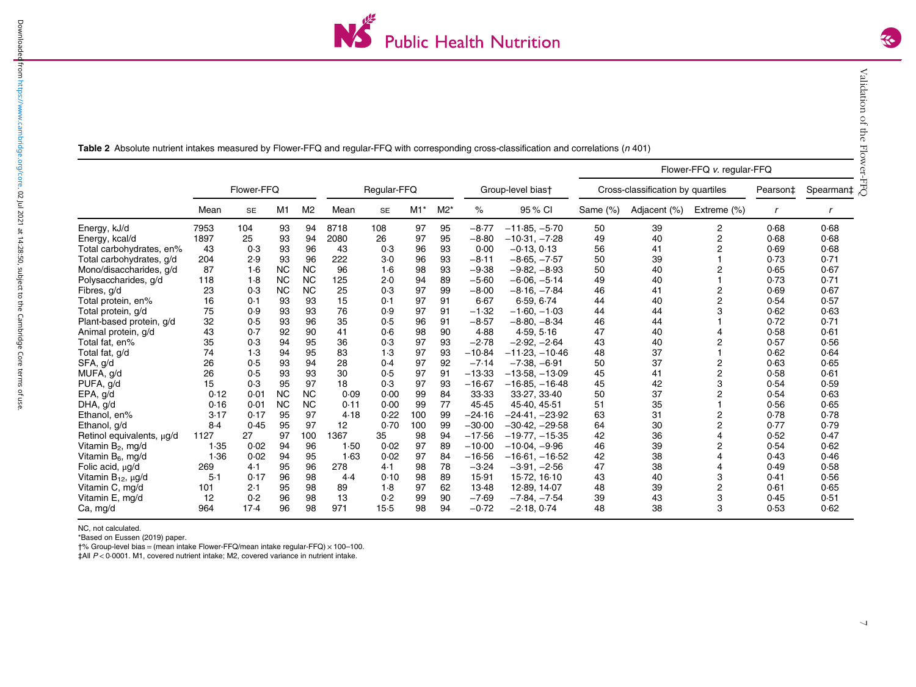**Table 2** Absolute nutrient intakes measured by Flower-FFQ and regular-FFQ with corresponding cross-classification and correlations (*n* 401)

| | Flower-FFQ | | | | Regular-FFQ | | | | Group-level bias† | | Flower-FFQ *v.* regular-FFQ | | | | |
|---|---|---|---|---|---|---|---|---|---|---|---|---|---|---|---|
| | | | | | | | | | | | Cross-classification by quartiles | | | Pearson‡ | Spearman‡ |
| | Mean | SE | M1 | M2 | Mean | SE | M1* | M2* | % | 95 % CI | Same (%) | Adjacent (%) | Extreme (%) | *r* | *r* |
| Energy, kJ/d | 7953 | 104 | 93 | 94 | 8718 | 108 | 97 | 95 | −8·77 | −11·85, −5·70 | 50 | 39 | 2 | 0·68 | 0·68 |
| Energy, kcal/d | 1897 | 25 | 93 | 94 | 2080 | 26 | 97 | 95 | −8·80 | −10·31, −7·28 | 49 | 40 | 2 | 0·68 | 0·68 |
| Total carbohydrates, en% | 43 | 0·3 | 93 | 96 | 43 | 0·3 | 96 | 93 | 0·00 | −0·13, 0·13 | 56 | 41 | 2 | 0·69 | 0·68 |
| Total carbohydrates, g/d | 204 | 2·9 | 93 | 96 | 222 | 3·0 | 96 | 93 | −8·11 | −8·65, −7·57 | 50 | 39 | 1 | 0·73 | 0·71 |
| Mono/disaccharides, g/d | 87 | 1·6 | NC | NC | 96 | 1·6 | 98 | 93 | −9·38 | −9·82, −8·93 | 50 | 40 | 2 | 0·65 | 0·67 |
| Polysaccharides, g/d | 118 | 1·8 | NC | NC | 125 | 2·0 | 94 | 89 | −5·60 | −6·06, −5·14 | 49 | 40 | 1 | 0·73 | 0·71 |
| Fibres, g/d | 23 | 0·3 | NC | NC | 25 | 0·3 | 97 | 99 | −8·00 | −8·16, −7·84 | 46 | 41 | 2 | 0·69 | 0·67 |
| Total protein, en% | 16 | 0·1 | 93 | 93 | 15 | 0·1 | 97 | 91 | 6·67 | 6·59, 6·74 | 44 | 40 | 2 | 0·54 | 0·57 |
| Total protein, g/d | 75 | 0·9 | 93 | 93 | 76 | 0·9 | 97 | 91 | −1·32 | −1·60, −1·03 | 44 | 44 | 3 | 0·62 | 0·63 |
| Plant-based protein, g/d | 32 | 0·5 | 93 | 96 | 35 | 0·5 | 96 | 91 | −8·57 | −8·80, −8·34 | 46 | 44 | 1 | 0·72 | 0·71 |
| Animal protein, g/d | 43 | 0·7 | 92 | 90 | 41 | 0·6 | 98 | 90 | 4·88 | 4·59, 5·16 | 47 | 40 | 4 | 0·58 | 0·61 |
| Total fat, en% | 35 | 0·3 | 94 | 95 | 36 | 0·3 | 97 | 93 | −2·78 | −2·92, −2·64 | 43 | 40 | 2 | 0·57 | 0·56 |
| Total fat, g/d | 74 | 1·3 | 94 | 95 | 83 | 1·3 | 97 | 93 | −10·84 | −11·23, −10·46 | 48 | 37 | 1 | 0·62 | 0·64 |
| SFA, g/d | 26 | 0·5 | 93 | 94 | 28 | 0·4 | 97 | 92 | −7·14 | −7·38, −6·91 | 50 | 37 | 2 | 0·63 | 0·65 |
| MUFA, g/d | 26 | 0·5 | 93 | 93 | 30 | 0·5 | 97 | 91 | −13·33 | −13·58, −13·09 | 45 | 41 | 2 | 0·58 | 0·61 |
| PUFA, g/d | 15 | 0·3 | 95 | 97 | 18 | 0·3 | 97 | 93 | −16·67 | −16·85, −16·48 | 45 | 42 | 3 | 0·54 | 0·59 |
| EPA, g/d | 0·12 | 0·01 | NC | NC | 0·09 | 0·00 | 99 | 84 | 33·33 | 33·27, 33·40 | 50 | 37 | 2 | 0·54 | 0·63 |
| DHA, g/d | 0·16 | 0·01 | NC | NC | 0·11 | 0·00 | 99 | 77 | 45·45 | 45·40, 45·51 | 51 | 35 | 1 | 0·56 | 0·65 |
| Ethanol, en% | 3·17 | 0·17 | 95 | 97 | 4·18 | 0·22 | 100 | 99 | −24·16 | −24·41, −23·92 | 63 | 31 | 2 | 0·78 | 0·78 |
| Ethanol, g/d | 8·4 | 0·45 | 95 | 97 | 12 | 0·70 | 100 | 99 | −30·00 | −30·42, −29·58 | 64 | 30 | 2 | 0·77 | 0·79 |
| Retinol equivalents, µg/d | 1127 | 27 | 97 | 100 | 1367 | 35 | 98 | 94 | −17·56 | −19·77, −15·35 | 42 | 36 | 4 | 0·52 | 0·47 |
| Vitamin $B_2$, mg/d | 1·35 | 0·02 | 94 | 96 | 1·50 | 0·02 | 97 | 89 | −10·00 | −10·04, −9·96 | 46 | 39 | 2 | 0·54 | 0·62 |
| Vitamin $B_6$, mg/d | 1·36 | 0·02 | 94 | 95 | 1·63 | 0·02 | 97 | 84 | −16·56 | −16·61, −16·52 | 42 | 38 | 4 | 0·43 | 0·46 |
| Folic acid, µg/d | 269 | 4·1 | 95 | 96 | 278 | 4·1 | 98 | 78 | −3·24 | −3·91, −2·56 | 47 | 38 | 4 | 0·49 | 0·58 |
| Vitamin $B_{12}$, µg/d | 5·1 | 0·17 | 96 | 98 | 4·4 | 0·10 | 98 | 89 | 15·91 | 15·72, 16·10 | 43 | 40 | 3 | 0·41 | 0·56 |
| Vitamin C, mg/d | 101 | 2·1 | 95 | 98 | 89 | 1·8 | 97 | 62 | 13·48 | 12·89, 14·07 | 48 | 39 | 2 | 0·61 | 0·65 |
| Vitamin E, mg/d | 12 | 0·2 | 96 | 98 | 13 | 0·2 | 99 | 90 | −7·69 | −7·84, −7·54 | 39 | 43 | 3 | 0·45 | 0·51 |
| Ca, mg/d | 964 | 17·4 | 96 | 98 | 971 | 15·5 | 98 | 94 | −0·72 | −2·18, 0·74 | 48 | 38 | 3 | 0·53 | 0·62 |

NC, not calculated.
*Based on Eussen (2019) paper.
†% Group-level bias = (mean intake Flower-FFQ/mean intake regular-FFQ) × 100–100.
‡All $P < 0·0001$. M1, covered nutrient intake; M2, covered variance in nutrient intake.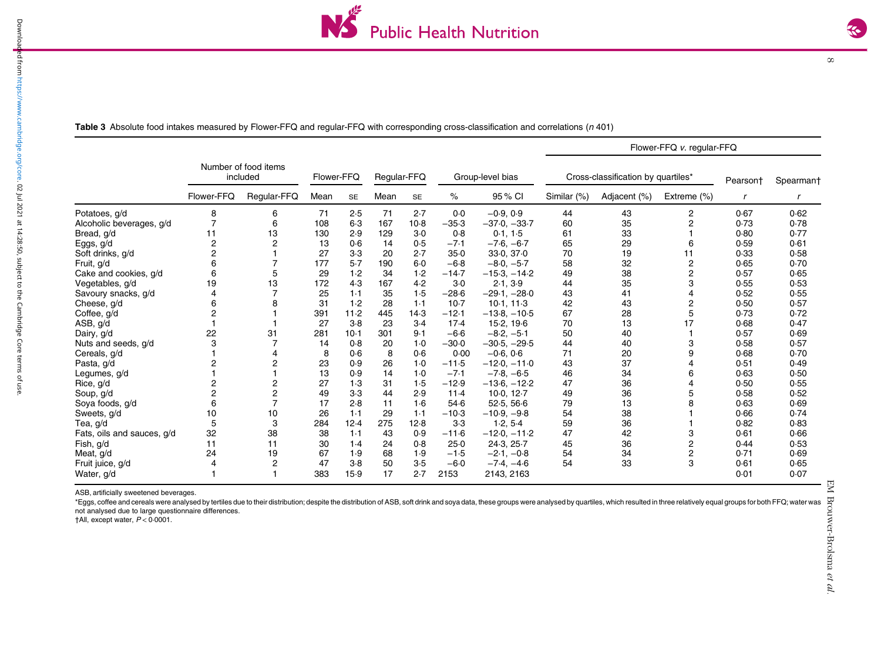**Table 3** Absolute food intakes measured by Flower-FFQ and regular-FFQ with corresponding cross-classification and correlations (*n* 401)

| | Number of food items included | | Flower-FFQ | | Regular-FFQ | | Group-level bias | | Flower-FFQ *v.* regular-FFQ | | | | |
|---|---|---|---|---|---|---|---|---|---|---|---|---|---|
| | | | | | | | | | Cross-classification by quartiles* | | | Pearson† | Spearman† |
| | Flower-FFQ | Regular-FFQ | Mean | SE | Mean | SE | % | 95 % CI | Similar (%) | Adjacent (%) | Extreme (%) | *r* | *r* |
| Potatoes, g/d | 8 | 6 | 71 | 2·5 | 71 | 2·7 | 0·0 | −0·9, 0·9 | 44 | 43 | 2 | 0·67 | 0·62 |
| Alcoholic beverages, g/d | 7 | 6 | 108 | 6·3 | 167 | 10·8 | −35·3 | −37·0, −33·7 | 60 | 35 | 2 | 0·73 | 0·78 |
| Bread, g/d | 11 | 13 | 130 | 2·9 | 129 | 3·0 | 0·8 | 0·1, 1·5 | 61 | 33 | 1 | 0·80 | 0·77 |
| Eggs, g/d | 2 | 2 | 13 | 0·6 | 14 | 0·5 | −7·1 | −7·6, −6·7 | 65 | 29 | 6 | 0·59 | 0·61 |
| Soft drinks, g/d | 2 | 1 | 27 | 3·3 | 20 | 2·7 | 35·0 | 33·0, 37·0 | 70 | 19 | 11 | 0·33 | 0·58 |
| Fruit, g/d | 6 | 7 | 177 | 5·7 | 190 | 6·0 | −6·8 | −8·0, −5·7 | 58 | 32 | 2 | 0·65 | 0·70 |
| Cake and cookies, g/d | 6 | 5 | 29 | 1·2 | 34 | 1·2 | −14·7 | −15·3, −14·2 | 49 | 38 | 2 | 0·57 | 0·65 |
| Vegetables, g/d | 19 | 13 | 172 | 4·3 | 167 | 4·2 | 3·0 | 2·1, 3·9 | 44 | 35 | 3 | 0·55 | 0·53 |
| Savoury snacks, g/d | 4 | 7 | 25 | 1·1 | 35 | 1·5 | −28·6 | −29·1, −28·0 | 43 | 41 | 4 | 0·52 | 0·55 |
| Cheese, g/d | 6 | 8 | 31 | 1·2 | 28 | 1·1 | 10·7 | 10·1, 11·3 | 42 | 43 | 2 | 0·50 | 0·57 |
| Coffee, g/d | 2 | 1 | 391 | 11·2 | 445 | 14·3 | −12·1 | −13·8, −10·5 | 67 | 28 | 5 | 0·73 | 0·72 |
| ASB, g/d | 1 | 1 | 27 | 3·8 | 23 | 3·4 | 17·4 | 15·2, 19·6 | 70 | 13 | 17 | 0·68 | 0·47 |
| Dairy, g/d | 22 | 31 | 281 | 10·1 | 301 | 9·1 | −6·6 | −8·2, −5·1 | 50 | 40 | 1 | 0·57 | 0·69 |
| Nuts and seeds, g/d | 3 | 7 | 14 | 0·8 | 20 | 1·0 | −30·0 | −30·5, −29·5 | 44 | 40 | 3 | 0·58 | 0·57 |
| Cereals, g/d | 1 | 4 | 8 | 0·6 | 8 | 0·6 | 0·00 | −0·6, 0·6 | 71 | 20 | 9 | 0·68 | 0·70 |
| Pasta, g/d | 2 | 2 | 23 | 0·9 | 26 | 1·0 | −11·5 | −12·0, −11·0 | 43 | 37 | 4 | 0·51 | 0·49 |
| Legumes, g/d | 1 | 1 | 13 | 0·9 | 14 | 1·0 | −7·1 | −7·8, −6·5 | 46 | 34 | 6 | 0·63 | 0·50 |
| Rice, g/d | 2 | 2 | 27 | 1·3 | 31 | 1·5 | −12·9 | −13·6, −12·2 | 47 | 36 | 4 | 0·50 | 0·55 |
| Soup, g/d | 2 | 2 | 49 | 3·3 | 44 | 2·9 | 11·4 | 10·0, 12·7 | 49 | 36 | 5 | 0·58 | 0·52 |
| Soya foods, g/d | 6 | 7 | 17 | 2·8 | 11 | 1·6 | 54·6 | 52·5, 56·6 | 79 | 13 | 8 | 0·63 | 0·69 |
| Sweets, g/d | 10 | 10 | 26 | 1·1 | 29 | 1·1 | −10·3 | −10·9, −9·8 | 54 | 38 | 1 | 0·66 | 0·74 |
| Tea, g/d | 5 | 3 | 284 | 12·4 | 275 | 12·8 | 3·3 | 1·2, 5·4 | 59 | 36 | 1 | 0·82 | 0·83 |
| Fats, oils and sauces, g/d | 32 | 38 | 38 | 1·1 | 43 | 0·9 | −11·6 | −12·0, −11·2 | 47 | 42 | 3 | 0·61 | 0·66 |
| Fish, g/d | 11 | 11 | 30 | 1·4 | 24 | 0·8 | 25·0 | 24·3, 25·7 | 45 | 36 | 2 | 0·44 | 0·53 |
| Meat, g/d | 24 | 19 | 67 | 1·9 | 68 | 1·9 | −1·5 | −2·1, −0·8 | 54 | 34 | 2 | 0·71 | 0·69 |
| Fruit juice, g/d | 4 | 2 | 47 | 3·8 | 50 | 3·5 | −6·0 | −7·4, −4·6 | 54 | 33 | 3 | 0·61 | 0·65 |
| Water, g/d | 1 | 1 | 383 | 15·9 | 17 | 2·7 | 2153 | 2143, 2163 | | | | 0·01 | 0·07 |

ASB, artificially sweetened beverages.

*Eggs, coffee and cereals were analysed by tertiles due to their distribution; despite the distribution of ASB, soft drink and soya data, these groups were analysed by quartiles, which resulted in three relatively equal groups for both FFQ; water was not analysed due to large questionnaire differences.

†All, except water, $P < 0·0001$.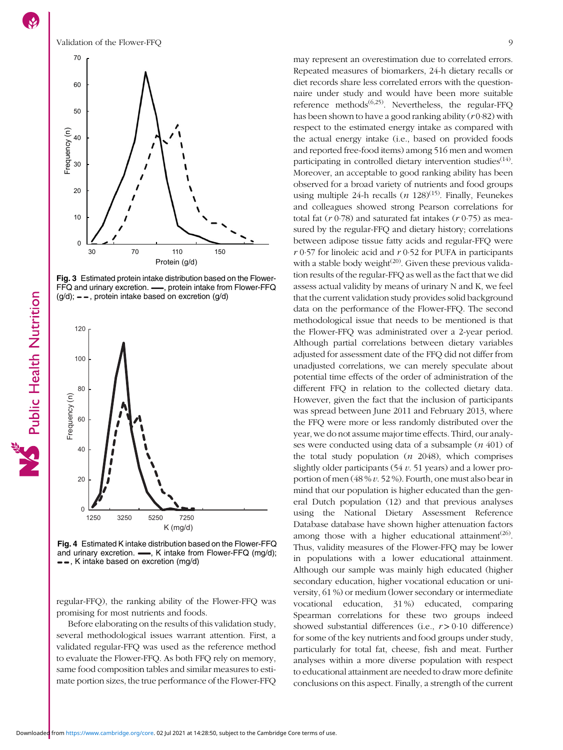Fig. 3 Estimated protein intake distribution based on the Flower-FFQ and urinary excretion. ——, protein intake from Flower-FFQ (g/d); – – –, protein intake based on excretion (g/d)

Fig. 4 Estimated K intake distribution based on the Flower-FFQ and urinary excretion. ——, K intake from Flower-FFQ (mg/d); – – –, K intake based on excretion (mg/d)

regular-FFQ), the ranking ability of the Flower-FFQ was promising for most nutrients and foods.

Before elaborating on the results of this validation study, several methodological issues warrant attention. First, a validated regular-FFQ was used as the reference method to evaluate the Flower-FFQ. As both FFQ rely on memory, same food composition tables and similar measures to estimate portion sizes, the true performance of the Flower-FFQ may represent an overestimation due to correlated errors. Repeated measures of biomarkers, 24-h dietary recalls or diet records share less correlated errors with the questionnaire under study and would have been more suitable reference methods[6,25]. Nevertheless, the regular-FFQ has been shown to have a good ranking ability ($r$ 0·82) with respect to the estimated energy intake as compared with the actual energy intake (i.e., based on provided foods and reported free-food items) among 516 men and women participating in controlled dietary intervention studies[14]. Moreover, an acceptable to good ranking ability has been observed for a broad variety of nutrients and food groups using multiple 24-h recalls ($n$ 128)[15]. Finally, Feunekes and colleagues showed strong Pearson correlations for total fat ($r$ 0·78) and saturated fat intakes ($r$ 0·75) as measured by the regular-FFQ and dietary history; correlations between adipose tissue fatty acids and regular-FFQ were $r$ 0·57 for linoleic acid and $r$ 0·52 for PUFA in participants with a stable body weight[20]. Given these previous validation results of the regular-FFQ as well as the fact that we did assess actual validity by means of urinary N and K, we feel that the current validation study provides solid background data on the performance of the Flower-FFQ. The second methodological issue that needs to be mentioned is that the Flower-FFQ was administrated over a 2-year period. Although partial correlations between dietary variables adjusted for assessment date of the FFQ did not differ from unadjusted correlations, we can merely speculate about potential time effects of the order of administration of the different FFQ in relation to the collected dietary data. However, given the fact that the inclusion of participants was spread between June 2011 and February 2013, where the FFQ were more or less randomly distributed over the year, we do not assume major time effects. Third, our analyses were conducted using data of a subsample ($n$ 401) of the total study population ($n$ 2048), which comprises slightly older participants (54 $v$. 51 years) and a lower proportion of men (48 % $v$. 52 %). Fourth, one must also bear in mind that our population is higher educated than the general Dutch population (12) and that previous analyses using the National Dietary Assessment Reference Database database have shown higher attenuation factors among those with a higher educational attainment[26]. Thus, validity measures of the Flower-FFQ may be lower in populations with a lower educational attainment. Although our sample was mainly high educated (higher secondary education, higher vocational education or university, 61 %) or medium (lower secondary or intermediate vocational education, 31 %) educated, comparing Spearman correlations for these two groups indeed showed substantial differences (i.e., $r$ > 0·10 difference) for some of the key nutrients and food groups under study, particularly for total fat, cheese, fish and meat. Further analyses within a more diverse population with respect to educational attainment are needed to draw more definite conclusions on this aspect. Finally, a strength of the current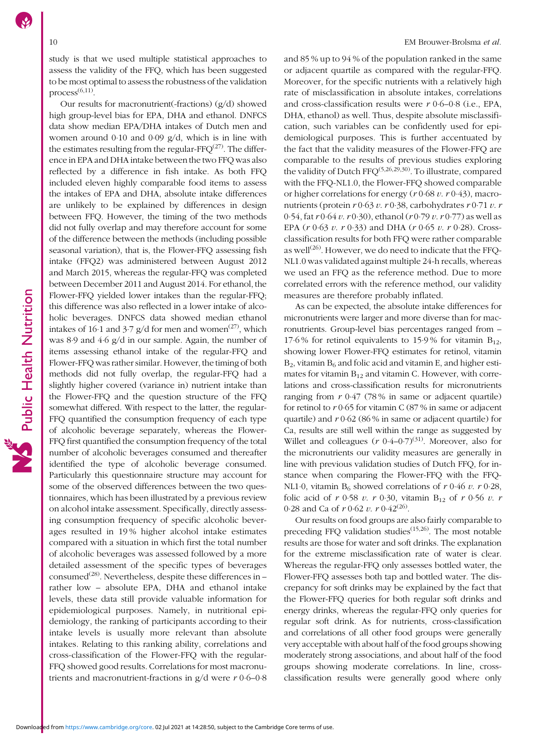study is that we used multiple statistical approaches to assess the validity of the FFQ, which has been suggested to be most optimal to assess the robustness of the validation process[6,11].

Our results for macronutrient(-fractions) (g/d) showed high group-level bias for EPA, DHA and ethanol. DNFCS data show median EPA/DHA intakes of Dutch men and women around 0·10 and 0·09 g/d, which is in line with the estimates resulting from the regular-FFQ[27]. The difference in EPA and DHA intake between the two FFQ was also reflected by a difference in fish intake. As both FFQ included eleven highly comparable food items to assess the intakes of EPA and DHA, absolute intake differences are unlikely to be explained by differences in design between FFQ. However, the timing of the two methods did not fully overlap and may therefore account for some of the difference between the methods (including possible seasonal variation), that is, the Flower-FFQ assessing fish intake (FFQ2) was administered between August 2012 and March 2015, whereas the regular-FFQ was completed between December 2011 and August 2014. For ethanol, the Flower-FFQ yielded lower intakes than the regular-FFQ; this difference was also reflected in a lower intake of alcoholic beverages. DNFCS data showed median ethanol intakes of 16·1 and 3·7 g/d for men and women[27], which was 8·9 and 4·6 g/d in our sample. Again, the number of items assessing ethanol intake of the regular-FFQ and Flower-FFQ was rather similar. However, the timing of both methods did not fully overlap, the regular-FFQ had a slightly higher covered (variance in) nutrient intake than the Flower-FFQ and the question structure of the FFQ somewhat differed. With respect to the latter, the regular-FFQ quantified the consumption frequency of each type of alcoholic beverage separately, whereas the Flower-FFQ first quantified the consumption frequency of the total number of alcoholic beverages consumed and thereafter identified the type of alcoholic beverage consumed. Particularly this questionnaire structure may account for some of the observed differences between the two questionnaires, which has been illustrated by a previous review on alcohol intake assessment. Specifically, directly assessing consumption frequency of specific alcoholic beverages resulted in 19 % higher alcohol intake estimates compared with a situation in which first the total number of alcoholic beverages was assessed followed by a more detailed assessment of the specific types of beverages consumed[28]. Nevertheless, despite these differences in – rather low – absolute EPA, DHA and ethanol intake levels, these data still provide valuable information for epidemiological purposes. Namely, in nutritional epidemiology, the ranking of participants according to their intake levels is usually more relevant than absolute intakes. Relating to this ranking ability, correlations and cross-classification of the Flower-FFQ with the regular-FFQ showed good results. Correlations for most macronutrients and macronutrient-fractions in g/d were $r$ 0·6–0·8 and 85 % up to 94 % of the population ranked in the same or adjacent quartile as compared with the regular-FFQ. Moreover, for the specific nutrients with a relatively high rate of misclassification in absolute intakes, correlations and cross-classification results were $r$ 0·6–0·8 (i.e., EPA, DHA, ethanol) as well. Thus, despite absolute misclassification, such variables can be confidently used for epidemiological purposes. This is further accentuated by the fact that the validity measures of the Flower-FFQ are comparable to the results of previous studies exploring the validity of Dutch FFQ[5,26,29,30]. To illustrate, compared with the FFQ-NL1.0, the Flower-FFQ showed comparable or higher correlations for energy ($r$ 0·68 *v.* $r$ 0·43), macronutrients (protein $r$ 0·63 *v.* $r$ 0·38, carbohydrates $r$ 0·71 *v.* $r$ 0·54, fat $r$ 0·64 *v.* $r$ 0·30), ethanol ($r$ 0·79 *v.* $r$ 0·77) as well as EPA ($r$ 0·63 *v.* $r$ 0·33) and DHA ($r$ 0·65 *v.* $r$ 0·28). Cross-classification results for both FFQ were rather comparable as well[26]. However, we do need to indicate that the FFQ-NL1.0 was validated against multiple 24-h recalls, whereas we used an FFQ as the reference method. Due to more correlated errors with the reference method, our validity measures are therefore probably inflated.

As can be expected, the absolute intake differences for micronutrients were larger and more diverse than for macronutrients. Group-level bias percentages ranged from –17·6 % for retinol equivalents to 15·9 % for vitamin $B_{12}$, showing lower Flower-FFQ estimates for retinol, vitamin $B_2$, vitamin $B_6$ and folic acid and vitamin E, and higher estimates for vitamin $B_{12}$ and vitamin C. However, with correlations and cross-classification results for micronutrients ranging from $r$ 0·47 (78 % in same or adjacent quartile) for retinol to $r$ 0·65 for vitamin C (87 % in same or adjacent quartile) and $r$ 0·62 (86 % in same or adjacent quartile) for Ca, results are still well within the range as suggested by Willet and colleagues ($r$ 0·4–0·7)[31]. Moreover, also for the micronutrients our validity measures are generally in line with previous validation studies of Dutch FFQ, for instance when comparing the Flower-FFQ with the FFQ-NL1·0, vitamin $B_6$ showed correlations of $r$ 0·46 *v.* $r$ 0·28, folic acid of $r$ 0·58 *v.* $r$ 0·30, vitamin $B_{12}$ of $r$ 0·56 *v.* $r$ 0·28 and Ca of $r$ 0·62 *v.* $r$ 0·42[26].

Our results on food groups are also fairly comparable to preceding FFQ validation studies[15,26]. The most notable results are those for water and soft drinks. The explanation for the extreme misclassification rate of water is clear. Whereas the regular-FFQ only assesses bottled water, the Flower-FFQ assesses both tap and bottled water. The discrepancy for soft drinks may be explained by the fact that the Flower-FFQ queries for both regular soft drinks and energy drinks, whereas the regular-FFQ only queries for regular soft drink. As for nutrients, cross-classification and correlations of all other food groups were generally very acceptable with about half of the food groups showing moderately strong associations, and about half of the food groups showing moderate correlations. In line, cross-classification results were generally good where only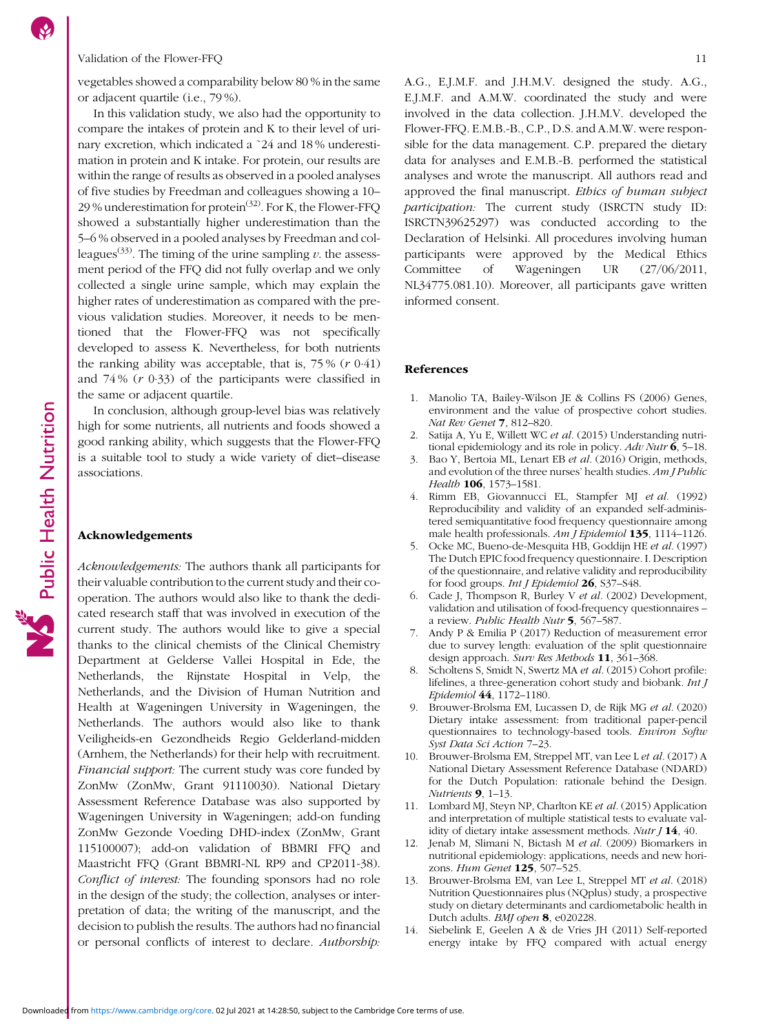vegetables showed a comparability below 80 % in the same or adjacent quartile (i.e., 79 %).

In this validation study, we also had the opportunity to compare the intakes of protein and K to their level of urinary excretion, which indicated a ~24 and 18 % underestimation in protein and K intake. For protein, our results are within the range of results as observed in a pooled analyses of five studies by Freedman and colleagues showing a 10–29 % underestimation for protein[32]. For K, the Flower-FFQ showed a substantially higher underestimation than the 5–6 % observed in a pooled analyses by Freedman and colleagues[33]. The timing of the urine sampling *v.* the assessment period of the FFQ did not fully overlap and we only collected a single urine sample, which may explain the higher rates of underestimation as compared with the previous validation studies. Moreover, it needs to be mentioned that the Flower-FFQ was not specifically developed to assess K. Nevertheless, for both nutrients the ranking ability was acceptable, that is, 75 % ($r$ 0·41) and 74 % ($r$ 0·33) of the participants were classified in the same or adjacent quartile.

In conclusion, although group-level bias was relatively high for some nutrients, all nutrients and foods showed a good ranking ability, which suggests that the Flower-FFQ is a suitable tool to study a wide variety of diet–disease associations.

## Acknowledgements

*Acknowledgements:* The authors thank all participants for their valuable contribution to the current study and their co-operation. The authors would also like to thank the dedicated research staff that was involved in execution of the current study. The authors would like to give a special thanks to the clinical chemists of the Clinical Chemistry Department at Gelderse Vallei Hospital in Ede, the Netherlands, the Rijnstate Hospital in Velp, the Netherlands, and the Division of Human Nutrition and Health at Wageningen University in Wageningen, the Netherlands. The authors would also like to thank Veiligheids-en Gezondheids Regio Gelderland-midden (Arnhem, the Netherlands) for their help with recruitment. *Financial support:* The current study was core funded by ZonMw (ZonMw, Grant 91110030). National Dietary Assessment Reference Database was also supported by Wageningen University in Wageningen; add-on funding ZonMw Gezonde Voeding DHD-index (ZonMw, Grant 115100007); add-on validation of BBMRI FFQ and Maastricht FFQ (Grant BBMRI-NL RP9 and CP2011-38). *Conflict of interest:* The founding sponsors had no role in the design of the study; the collection, analyses or interpretation of data; the writing of the manuscript, and the decision to publish the results. The authors had no financial or personal conflicts of interest to declare. *Authorship:* A.G., E.J.M.F. and J.H.M.V. designed the study. A.G., E.J.M.F. and A.M.W. coordinated the study and were involved in the data collection. J.H.M.V. developed the Flower-FFQ. E.M.B.-B., C.P., D.S. and A.M.W. were responsible for the data management. C.P. prepared the dietary data for analyses and E.M.B.-B. performed the statistical analyses and wrote the manuscript. All authors read and approved the final manuscript. *Ethics of human subject participation:* The current study (ISRCTN study ID: ISRCTN39625297) was conducted according to the Declaration of Helsinki. All procedures involving human participants were approved by the Medical Ethics Committee of Wageningen UR (27/06/2011, NL34775.081.10). Moreover, all participants gave written informed consent.

## References

1. Manolio TA, Bailey-Wilson JE & Collins FS (2006) Genes, environment and the value of prospective cohort studies. *Nat Rev Genet* **7**, 812–820.
2. Satija A, Yu E, Willett WC *et al.* (2015) Understanding nutritional epidemiology and its role in policy. *Adv Nutr* **6**, 5–18.
3. Bao Y, Bertoia ML, Lenart EB *et al.* (2016) Origin, methods, and evolution of the three nurses' health studies. *Am J Public Health* **106**, 1573–1581.
4. Rimm EB, Giovannucci EL, Stampfer MJ *et al.* (1992) Reproducibility and validity of an expanded self-administered semiquantitative food frequency questionnaire among male health professionals. *Am J Epidemiol* **135**, 1114–1126.
5. Ocke MC, Bueno-de-Mesquita HB, Goddijn HE *et al.* (1997) The Dutch EPIC food frequency questionnaire. I. Description of the questionnaire, and relative validity and reproducibility for food groups. *Int J Epidemiol* **26**, S37–S48.
6. Cade J, Thompson R, Burley V *et al.* (2002) Development, validation and utilisation of food-frequency questionnaires – a review. *Public Health Nutr* **5**, 567–587.
7. Andy P & Emilia P (2017) Reduction of measurement error due to survey length: evaluation of the split questionnaire design approach. *Surv Res Methods* **11**, 361–368.
8. Scholtens S, Smidt N, Swertz MA *et al.* (2015) Cohort profile: lifelines, a three-generation cohort study and biobank. *Int J Epidemiol* **44**, 1172–1180.
9. Brouwer-Brolsma EM, Lucassen D, de Rijk MG *et al.* (2020) Dietary intake assessment: from traditional paper-pencil questionnaires to technology-based tools. *Environ Softw Syst Data Sci Action* 7–23.
10. Brouwer-Brolsma EM, Streppel MT, van Lee L *et al.* (2017) A National Dietary Assessment Reference Database (NDARD) for the Dutch Population: rationale behind the Design. *Nutrients* **9**, 1–13.
11. Lombard MJ, Steyn NP, Charlton KE *et al.* (2015) Application and interpretation of multiple statistical tests to evaluate validity of dietary intake assessment methods. *Nutr J* **14**, 40.
12. Jenab M, Slimani N, Bictash M *et al.* (2009) Biomarkers in nutritional epidemiology: applications, needs and new horizons. *Hum Genet* **125**, 507–525.
13. Brouwer-Brolsma EM, van Lee L, Streppel MT *et al.* (2018) Nutrition Questionnaires plus (NQplus) study, a prospective study on dietary determinants and cardiometabolic health in Dutch adults. *BMJ open* **8**, e020228.
14. Siebelink E, Geelen A & de Vries JH (2011) Self-reported energy intake by FFQ compared with actual energy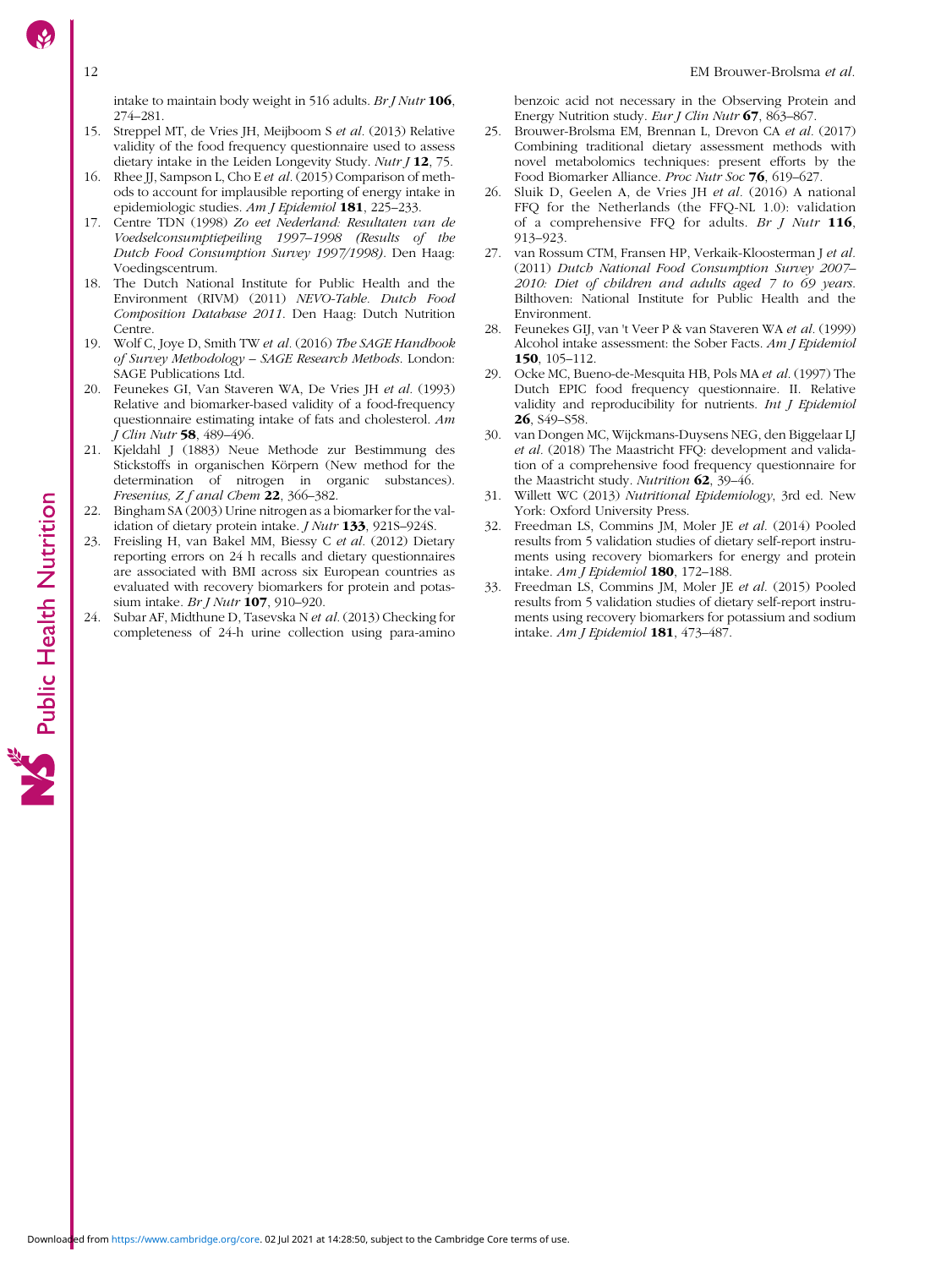intake to maintain body weight in 516 adults. *Br J Nutr* **106**, 274–281.

15. Streppel MT, de Vries JH, Meijboom S *et al.* (2013) Relative validity of the food frequency questionnaire used to assess dietary intake in the Leiden Longevity Study. *Nutr J* **12**, 75.
16. Rhee JJ, Sampson L, Cho E *et al.* (2015) Comparison of methods to account for implausible reporting of energy intake in epidemiologic studies. *Am J Epidemiol* **181**, 225–233.
17. Centre TDN (1998) *Zo eet Nederland: Resultaten van de Voedselconsumptiepeiling 1997–1998 (Results of the Dutch Food Consumption Survey 1997/1998)*. Den Haag: Voedingscentrum.
18. The Dutch National Institute for Public Health and the Environment (RIVM) (2011) *NEVO-Table. Dutch Food Composition Database 2011*. Den Haag: Dutch Nutrition Centre.
19. Wolf C, Joye D, Smith TW *et al.* (2016) *The SAGE Handbook of Survey Methodology – SAGE Research Methods*. London: SAGE Publications Ltd.
20. Feunekes GI, Van Staveren WA, De Vries JH *et al.* (1993) Relative and biomarker-based validity of a food-frequency questionnaire estimating intake of fats and cholesterol. *Am J Clin Nutr* **58**, 489–496.
21. Kjeldahl J (1883) Neue Methode zur Bestimmung des Stickstoffs in organischen Körpern (New method for the determination of nitrogen in organic substances). *Fresenius, Z f anal Chem* **22**, 366–382.
22. Bingham SA (2003) Urine nitrogen as a biomarker for the validation of dietary protein intake. *J Nutr* **133**, 921S–924S.
23. Freisling H, van Bakel MM, Biessy C *et al.* (2012) Dietary reporting errors on 24 h recalls and dietary questionnaires are associated with BMI across six European countries as evaluated with recovery biomarkers for protein and potassium intake. *Br J Nutr* **107**, 910–920.
24. Subar AF, Midthune D, Tasevska N *et al.* (2013) Checking for completeness of 24-h urine collection using para-amino benzoic acid not necessary in the Observing Protein and Energy Nutrition study. *Eur J Clin Nutr* **67**, 863–867.
25. Brouwer-Brolsma EM, Brennan L, Drevon CA *et al.* (2017) Combining traditional dietary assessment methods with novel metabolomics techniques: present efforts by the Food Biomarker Alliance. *Proc Nutr Soc* **76**, 619–627.
26. Sluik D, Geelen A, de Vries JH *et al.* (2016) A national FFQ for the Netherlands (the FFQ-NL 1.0): validation of a comprehensive FFQ for adults. *Br J Nutr* **116**, 913–923.
27. van Rossum CTM, Fransen HP, Verkaik-Kloosterman J *et al.* (2011) *Dutch National Food Consumption Survey 2007–2010: Diet of children and adults aged 7 to 69 years*. Bilthoven: National Institute for Public Health and the Environment.
28. Feunekes GIJ, van 't Veer P & van Staveren WA *et al.* (1999) Alcohol intake assessment: the Sober Facts. *Am J Epidemiol* **150**, 105–112.
29. Ocke MC, Bueno-de-Mesquita HB, Pols MA *et al.* (1997) The Dutch EPIC food frequency questionnaire. II. Relative validity and reproducibility for nutrients. *Int J Epidemiol* **26**, S49–S58.
30. van Dongen MC, Wijckmans-Duysens NEG, den Biggelaar LJ *et al.* (2018) The Maastricht FFQ: development and validation of a comprehensive food frequency questionnaire for the Maastricht study. *Nutrition* **62**, 39–46.
31. Willett WC (2013) *Nutritional Epidemiology*, 3rd ed. New York: Oxford University Press.
32. Freedman LS, Commins JM, Moler JE *et al.* (2014) Pooled results from 5 validation studies of dietary self-report instruments using recovery biomarkers for energy and protein intake. *Am J Epidemiol* **180**, 172–188.
33. Freedman LS, Commins JM, Moler JE *et al.* (2015) Pooled results from 5 validation studies of dietary self-report instruments using recovery biomarkers for potassium and sodium intake. *Am J Epidemiol* **181**, 473–487.